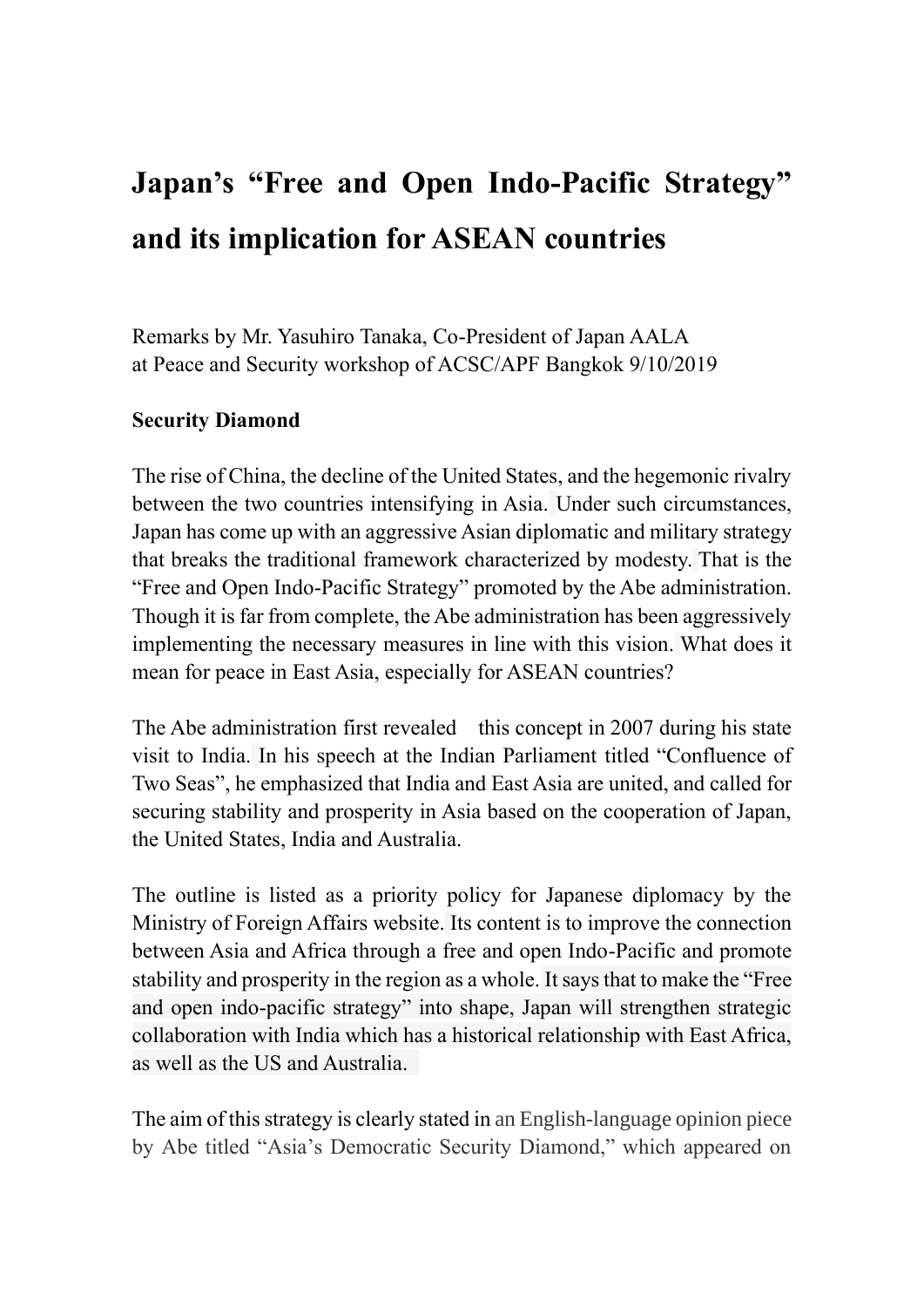# Japan's "Free and Open Indo-Pacific Strategy" and its implication for ASEAN countries

Remarks by Mr. Yasuhiro Tanaka, Co-President of Japan AALA
at Peace and Security workshop of ACSC/APF Bangkok 9/10/2019

**Security Diamond**

The rise of China, the decline of the United States, and the hegemonic rivalry between the two countries intensifying in Asia. Under such circumstances, Japan has come up with an aggressive Asian diplomatic and military strategy that breaks the traditional framework characterized by modesty. That is the "Free and Open Indo-Pacific Strategy" promoted by the Abe administration. Though it is far from complete, the Abe administration has been aggressively implementing the necessary measures in line with this vision. What does it mean for peace in East Asia, especially for ASEAN countries?

The Abe administration first revealed this concept in 2007 during his state visit to India. In his speech at the Indian Parliament titled "Confluence of Two Seas", he emphasized that India and East Asia are united, and called for securing stability and prosperity in Asia based on the cooperation of Japan, the United States, India and Australia.

The outline is listed as a priority policy for Japanese diplomacy by the Ministry of Foreign Affairs website. Its content is to improve the connection between Asia and Africa through a free and open Indo-Pacific and promote stability and prosperity in the region as a whole. It says that to make the "Free and open indo-pacific strategy" into shape, Japan will strengthen strategic collaboration with India which has a historical relationship with East Africa, as well as the US and Australia.

The aim of this strategy is clearly stated in an English-language opinion piece by Abe titled "Asia's Democratic Security Diamond," which appeared on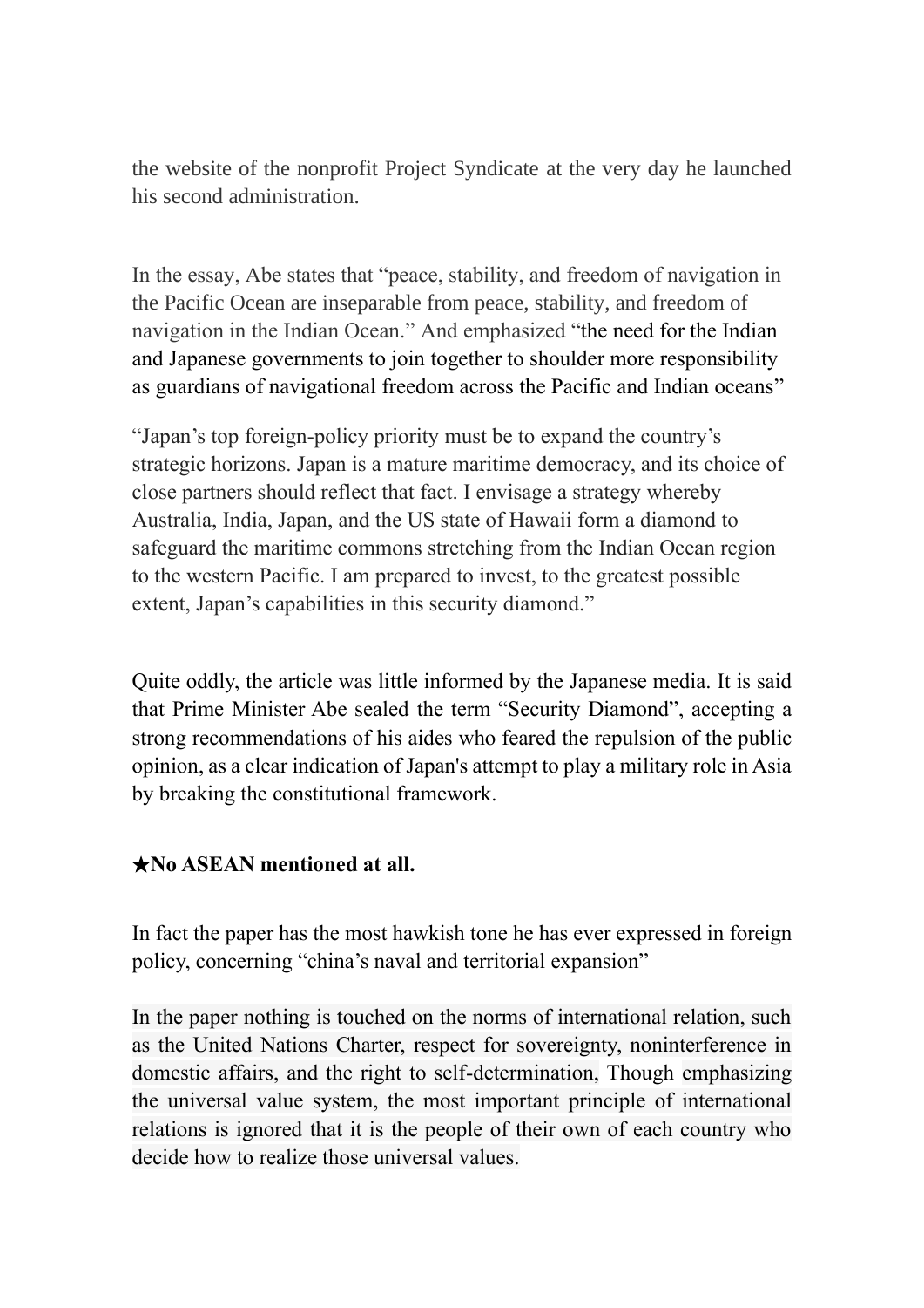the website of the nonprofit Project Syndicate at the very day he launched his second administration.

In the essay, Abe states that "peace, stability, and freedom of navigation in the Pacific Ocean are inseparable from peace, stability, and freedom of navigation in the Indian Ocean." And emphasized "the need for the Indian and Japanese governments to join together to shoulder more responsibility as guardians of navigational freedom across the Pacific and Indian oceans"

"Japan's top foreign-policy priority must be to expand the country's strategic horizons. Japan is a mature maritime democracy, and its choice of close partners should reflect that fact. I envisage a strategy whereby Australia, India, Japan, and the US state of Hawaii form a diamond to safeguard the maritime commons stretching from the Indian Ocean region to the western Pacific. I am prepared to invest, to the greatest possible extent, Japan's capabilities in this security diamond."

Quite oddly, the article was little informed by the Japanese media. It is said that Prime Minister Abe sealed the term "Security Diamond", accepting a strong recommendations of his aides who feared the repulsion of the public opinion, as a clear indication of Japan's attempt to play a military role in Asia by breaking the constitutional framework.

**★No ASEAN mentioned at all.**

In fact the paper has the most hawkish tone he has ever expressed in foreign policy, concerning "china's naval and territorial expansion"

In the paper nothing is touched on the norms of international relation, such as the United Nations Charter, respect for sovereignty, noninterference in domestic affairs, and the right to self-determination, Though emphasizing the universal value system, the most important principle of international relations is ignored that it is the people of their own of each country who decide how to realize those universal values.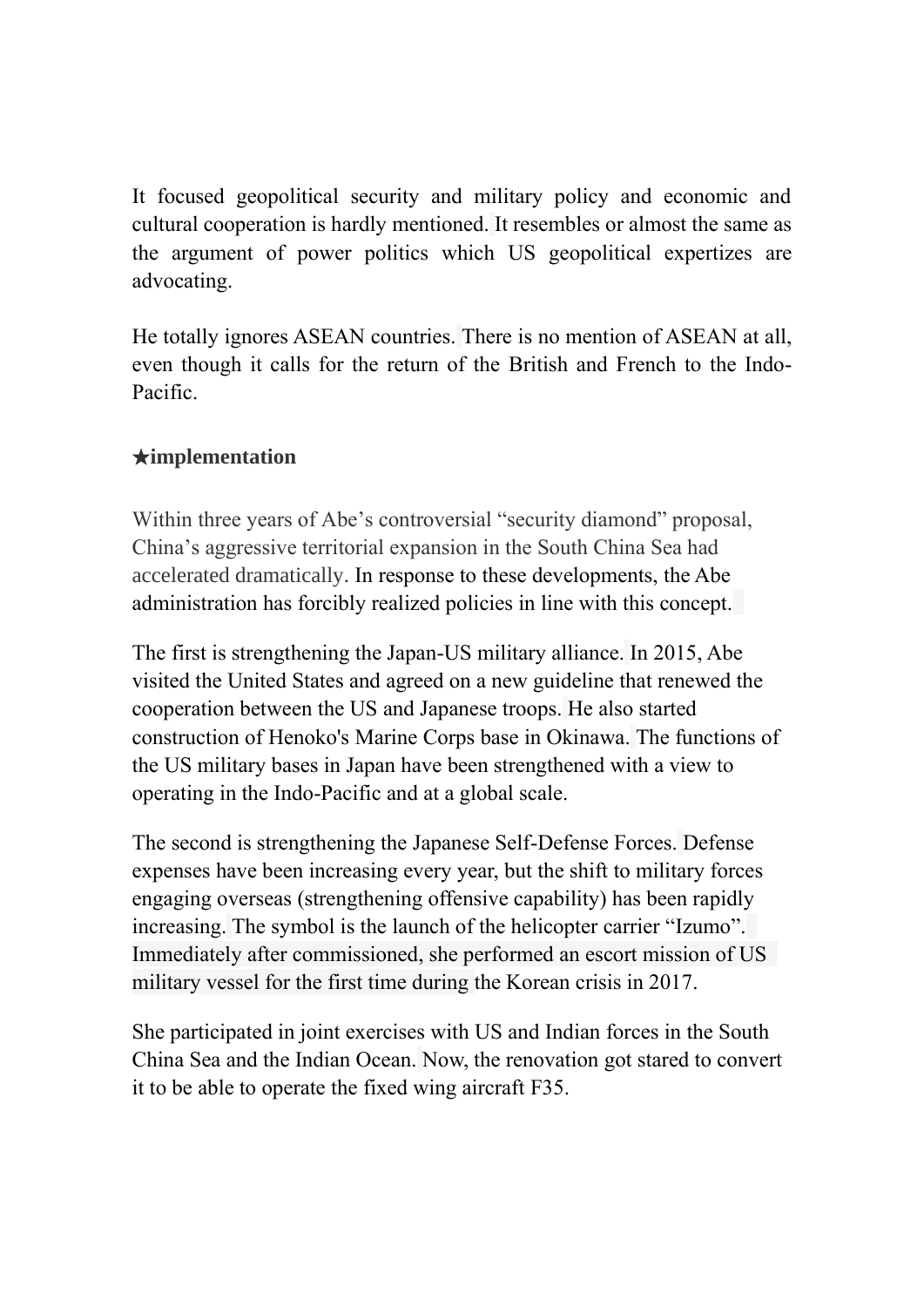It focused geopolitical security and military policy and economic and cultural cooperation is hardly mentioned. It resembles or almost the same as the argument of power politics which US geopolitical expertizes are advocating.

He totally ignores ASEAN countries. There is no mention of ASEAN at all, even though it calls for the return of the British and French to the Indo-Pacific.

**★implementation**

Within three years of Abe's controversial "security diamond" proposal, China's aggressive territorial expansion in the South China Sea had accelerated dramatically. In response to these developments, the Abe administration has forcibly realized policies in line with this concept.

The first is strengthening the Japan-US military alliance. In 2015, Abe visited the United States and agreed on a new guideline that renewed the cooperation between the US and Japanese troops. He also started construction of Henoko's Marine Corps base in Okinawa. The functions of the US military bases in Japan have been strengthened with a view to operating in the Indo-Pacific and at a global scale.

The second is strengthening the Japanese Self-Defense Forces. Defense expenses have been increasing every year, but the shift to military forces engaging overseas (strengthening offensive capability) has been rapidly increasing. The symbol is the launch of the helicopter carrier "Izumo". Immediately after commissioned, she performed an escort mission of US military vessel for the first time during the Korean crisis in 2017.

She participated in joint exercises with US and Indian forces in the South China Sea and the Indian Ocean. Now, the renovation got stared to convert it to be able to operate the fixed wing aircraft F35.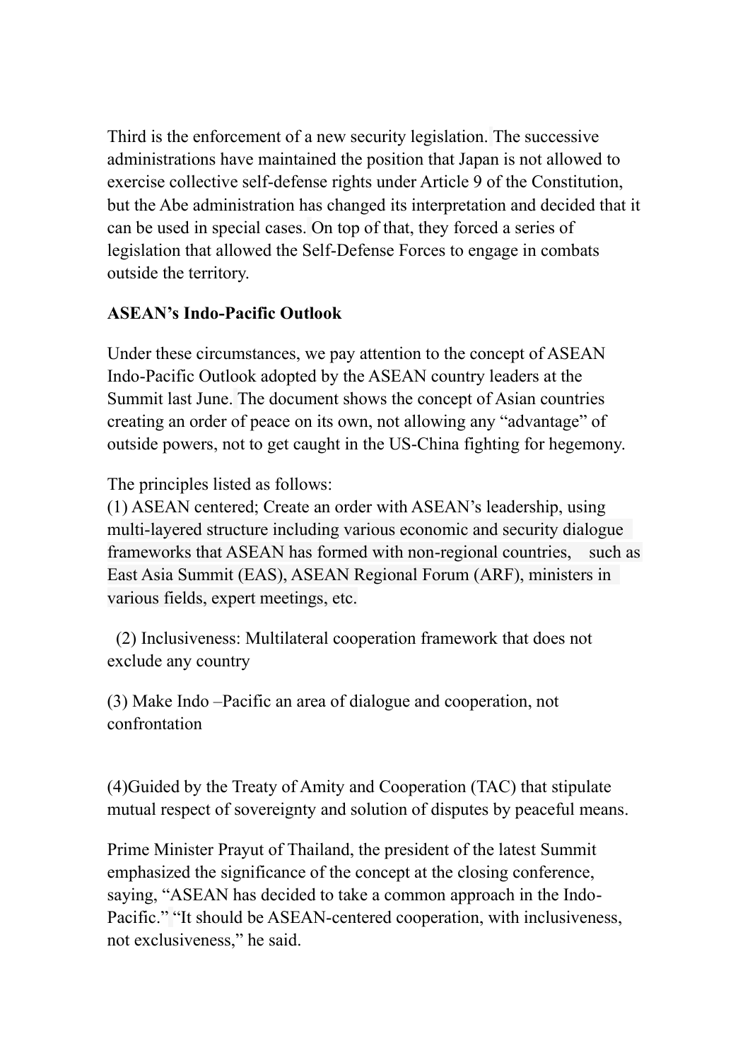Third is the enforcement of a new security legislation. The successive administrations have maintained the position that Japan is not allowed to exercise collective self-defense rights under Article 9 of the Constitution, but the Abe administration has changed its interpretation and decided that it can be used in special cases. On top of that, they forced a series of legislation that allowed the Self-Defense Forces to engage in combats outside the territory.

**ASEAN's Indo-Pacific Outlook**

Under these circumstances, we pay attention to the concept of ASEAN Indo-Pacific Outlook adopted by the ASEAN country leaders at the Summit last June. The document shows the concept of Asian countries creating an order of peace on its own, not allowing any "advantage" of outside powers, not to get caught in the US-China fighting for hegemony.

The principles listed as follows:

(1) ASEAN centered; Create an order with ASEAN's leadership, using multi-layered structure including various economic and security dialogue frameworks that ASEAN has formed with non-regional countries, such as East Asia Summit (EAS), ASEAN Regional Forum (ARF), ministers in various fields, expert meetings, etc.

(2) Inclusiveness: Multilateral cooperation framework that does not exclude any country

(3) Make Indo –Pacific an area of dialogue and cooperation, not confrontation

(4)Guided by the Treaty of Amity and Cooperation (TAC) that stipulate mutual respect of sovereignty and solution of disputes by peaceful means.

Prime Minister Prayut of Thailand, the president of the latest Summit emphasized the significance of the concept at the closing conference, saying, "ASEAN has decided to take a common approach in the Indo-Pacific." "It should be ASEAN-centered cooperation, with inclusiveness, not exclusiveness," he said.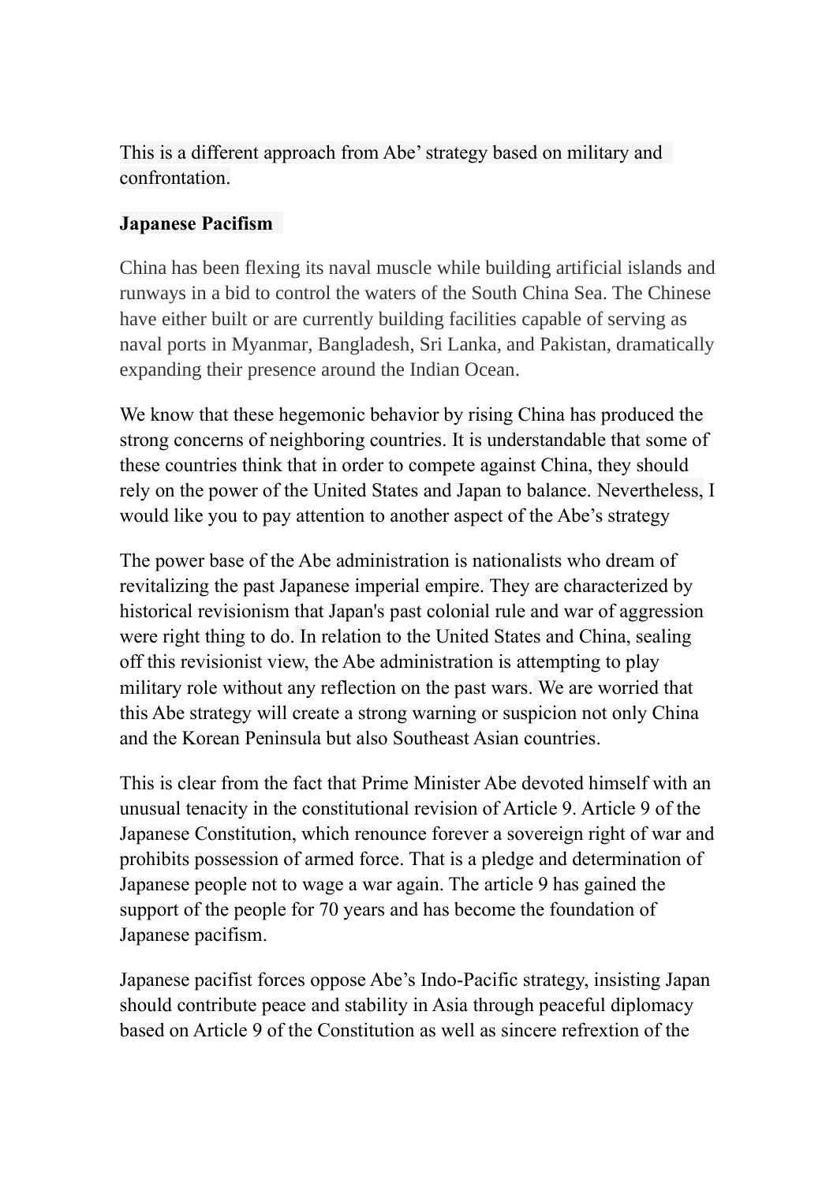This is a different approach from Abe' strategy based on military and confrontation.

**Japanese Pacifism**

China has been flexing its naval muscle while building artificial islands and runways in a bid to control the waters of the South China Sea. The Chinese have either built or are currently building facilities capable of serving as naval ports in Myanmar, Bangladesh, Sri Lanka, and Pakistan, dramatically expanding their presence around the Indian Ocean.

We know that these hegemonic behavior by rising China has produced the strong concerns of neighboring countries. It is understandable that some of these countries think that in order to compete against China, they should rely on the power of the United States and Japan to balance. Nevertheless, I would like you to pay attention to another aspect of the Abe's strategy

The power base of the Abe administration is nationalists who dream of revitalizing the past Japanese imperial empire. They are characterized by historical revisionism that Japan's past colonial rule and war of aggression were right thing to do. In relation to the United States and China, sealing off this revisionist view, the Abe administration is attempting to play military role without any reflection on the past wars. We are worried that this Abe strategy will create a strong warning or suspicion not only China and the Korean Peninsula but also Southeast Asian countries.

This is clear from the fact that Prime Minister Abe devoted himself with an unusual tenacity in the constitutional revision of Article 9. Article 9 of the Japanese Constitution, which renounce forever a sovereign right of war and prohibits possession of armed force. That is a pledge and determination of Japanese people not to wage a war again. The article 9 has gained the support of the people for 70 years and has become the foundation of Japanese pacifism.

Japanese pacifist forces oppose Abe's Indo-Pacific strategy, insisting Japan should contribute peace and stability in Asia through peaceful diplomacy based on Article 9 of the Constitution as well as sincere refrextion of the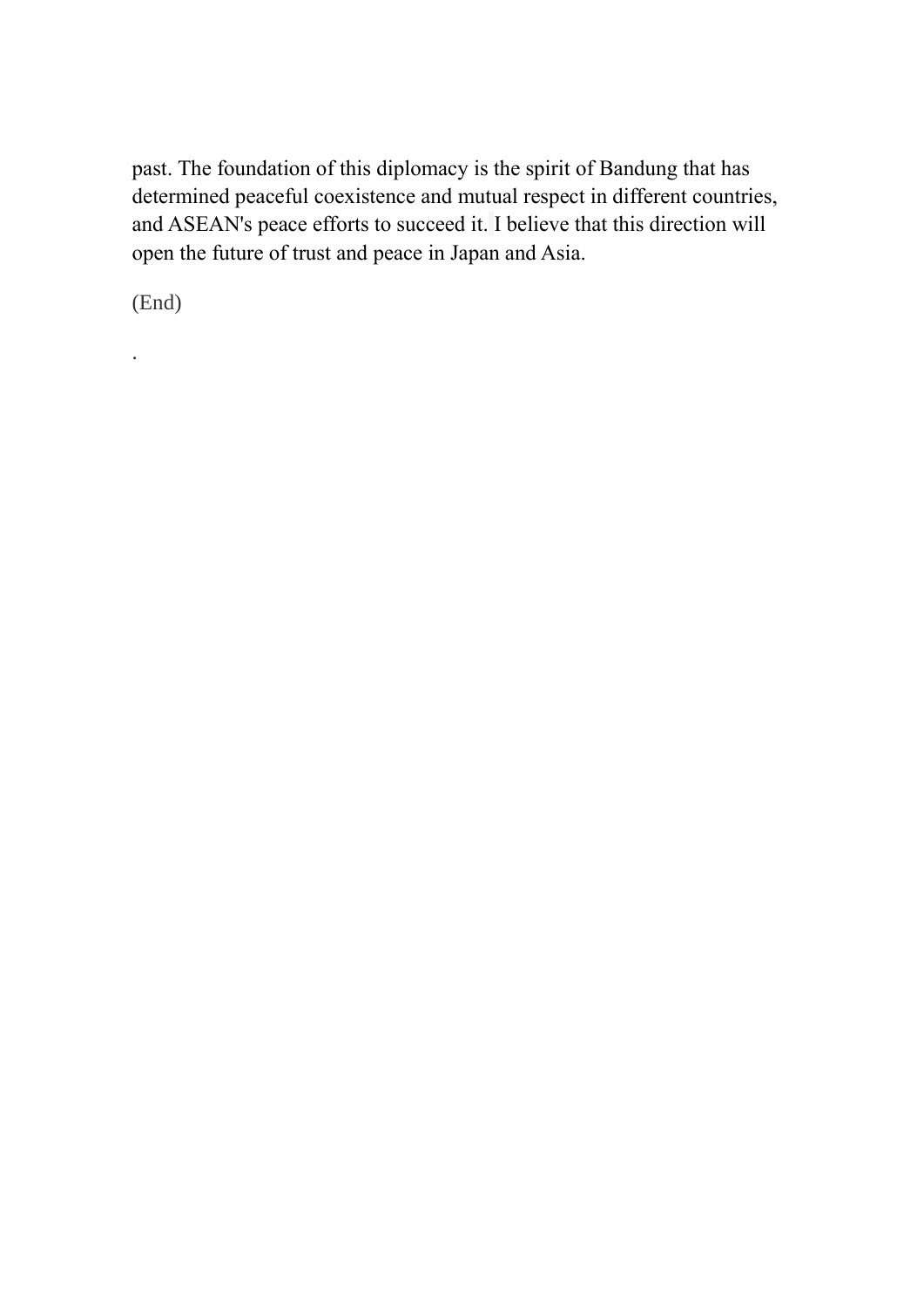past. The foundation of this diplomacy is the spirit of Bandung that has determined peaceful coexistence and mutual respect in different countries, and ASEAN's peace efforts to succeed it. I believe that this direction will open the future of trust and peace in Japan and Asia.

(End)

.